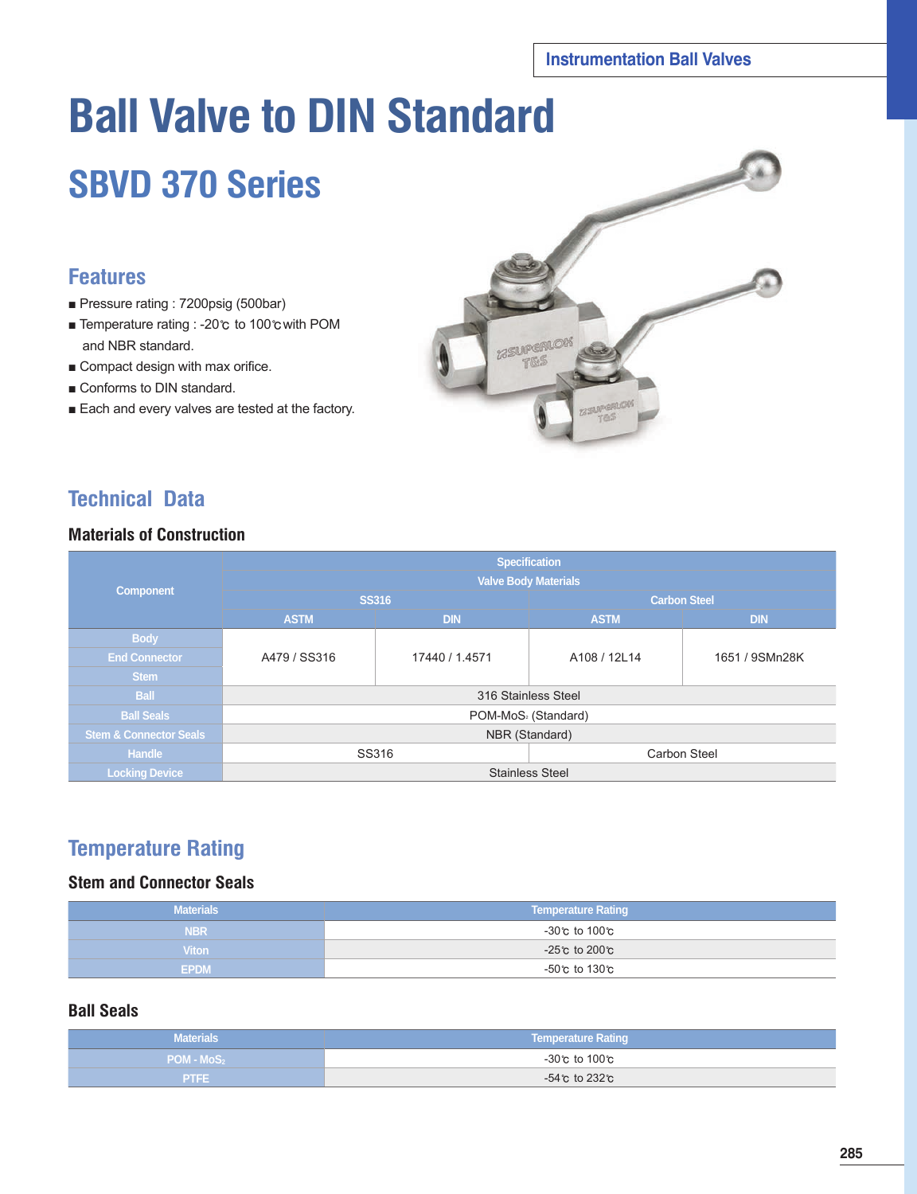Instrumentation Ball Valves

# Ball Valve to DIN Standard

## SBVD 370 Series

### Features

- Pressure rating : 7200psig (500bar)
- Temperature rating : -20℃ to 100℃ with POM and NBR standard.
- Compact design with max orifice.
- Conforms to DIN standard.
- Each and every valves are tested at the factory.

### Technical Data

#### Materials of Construction

| Component | Specification | | | |
|---|---|---|---|---|
| | Valve Body Materials | | | |
| | SS316 | | Carbon Steel | |
| | ASTM | DIN | ASTM | DIN |
| Body | A479 / SS316 | 17440 / 1.4571 | A108 / 12L14 | 1651 / 9SMn28K |
| End Connector | A479 / SS316 | 17440 / 1.4571 | A108 / 12L14 | 1651 / 9SMn28K |
| Stem | A479 / SS316 | 17440 / 1.4571 | A108 / 12L14 | 1651 / 9SMn28K |
| Ball | 316 Stainless Steel | | | |
| Ball Seals | POM-$MoS_2$ (Standard) | | | |
| Stem & Connector Seals | NBR (Standard) | | | |
| Handle | SS316 | | Carbon Steel | |
| Locking Device | Stainless Steel | | | |

### Temperature Rating

#### Stem and Connector Seals

| Materials | Temperature Rating |
|---|---|
| NBR | -30℃ to 100℃ |
| Viton | -25℃ to 200℃ |
| EPDM | -50℃ to 130℃ |

#### Ball Seals

| Materials | Temperature Rating |
|---|---|
| POM - $MoS_2$ | -30℃ to 100℃ |
| PTFE | -54℃ to 232℃ |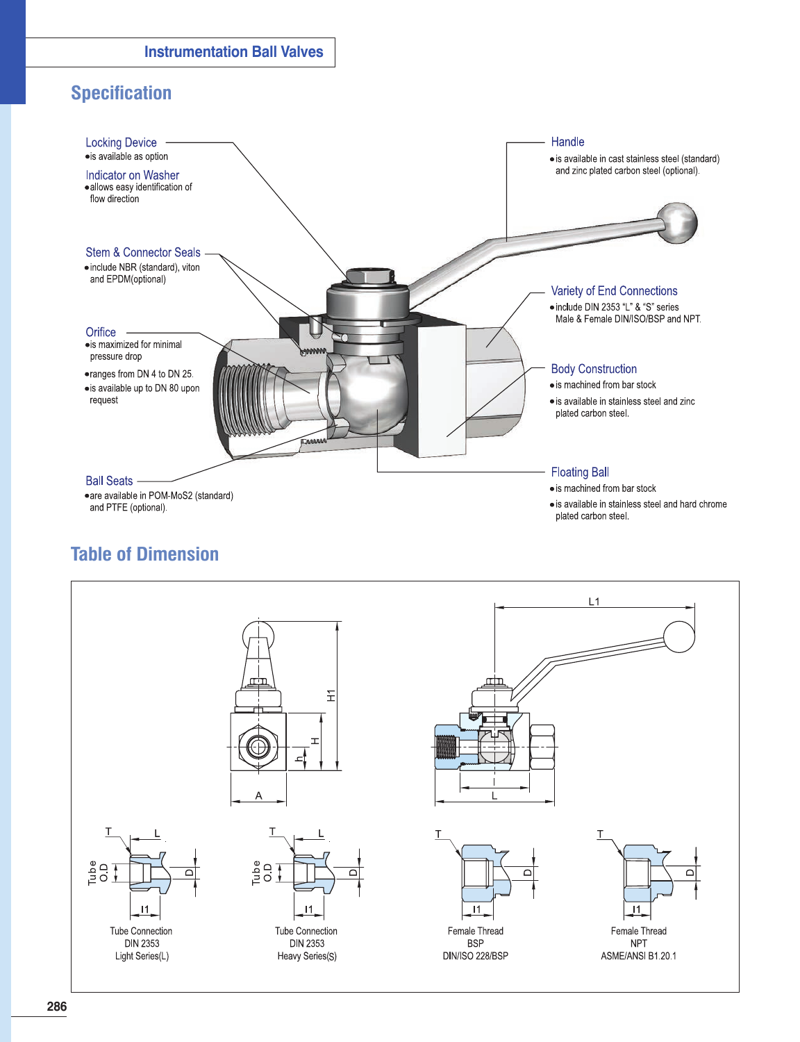# Specification

**Locking Device**
- is available as option

**Indicator on Washer**
- allows easy identification of flow direction

**Stem & Connector Seals**
- include NBR (standard), viton and EPDM(optional)

**Orifice**
- is maximized for minimal pressure drop
- ranges from DN 4 to DN 25.
- is available up to DN 80 upon request

**Ball Seats**
- are available in POM-MoS2 (standard) and PTFE (optional).

**Handle**
- is available in cast stainless steel (standard) and zinc plated carbon steel (optional).

**Variety of End Connections**
- include DIN 2353 "L" & "S" series Male & Female DIN/ISO/BSP and NPT.

**Body Construction**
- is machined from bar stock
- is available in stainless steel and zinc plated carbon steel.

**Floating Ball**
- is machined from bar stock
- is available in stainless steel and hard chrome plated carbon steel.

# Table of Dimension

Tube Connection DIN 2353 Light Series(L)

Tube Connection DIN 2353 Heavy Series(S)

Female Thread BSP DIN/ISO 228/BSP

Female Thread NPT ASME/ANSI B1.20.1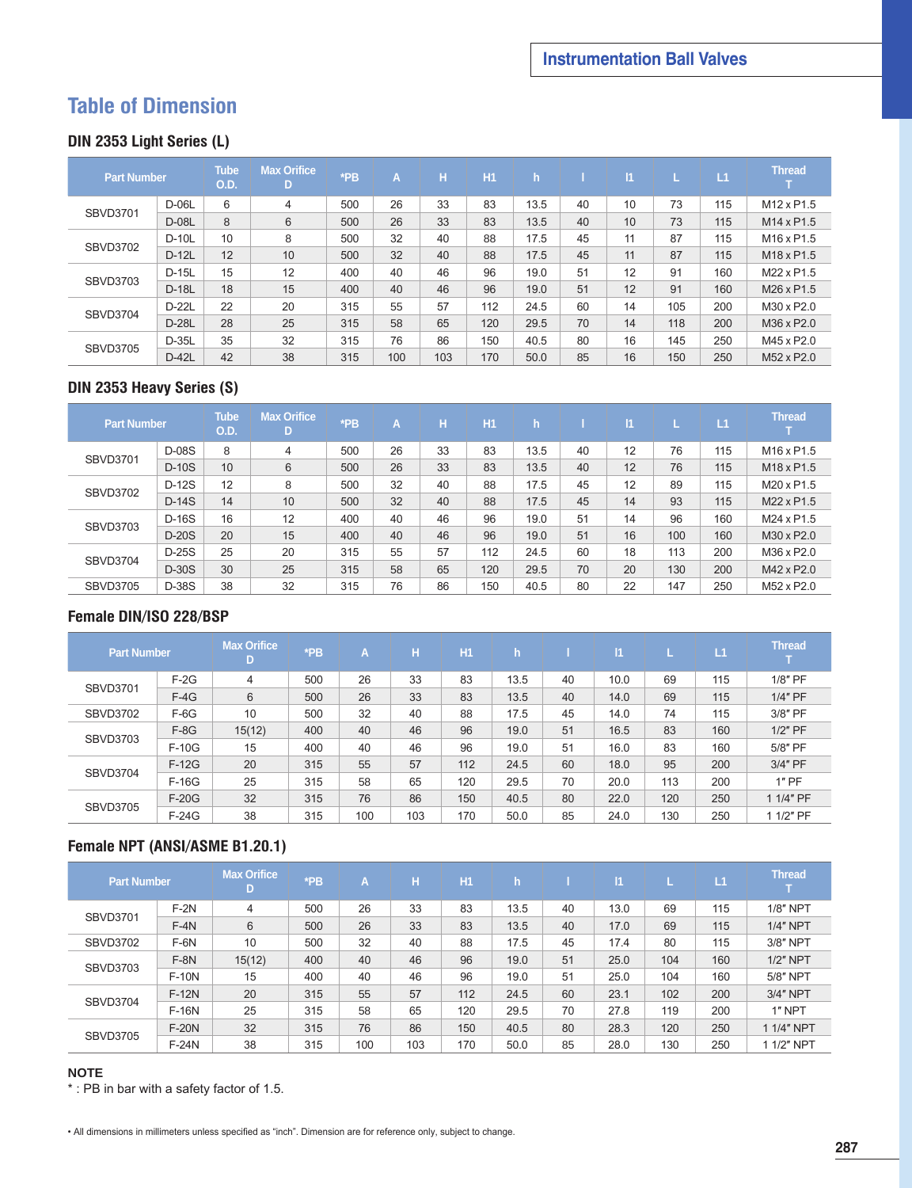# Table of Dimension

## DIN 2353 Light Series (L)

| Part Number | | Tube O.D. | Max Orifice D | *PB | A | H | H1 | h | I | I1 | L | L1 | Thread T |
|---|---|---|---|---|---|---|---|---|---|---|---|---|---|
| SBVD3701 | D-06L | 6 | 4 | 500 | 26 | 33 | 83 | 13.5 | 40 | 10 | 73 | 115 | M12 x P1.5 |
| | D-08L | 8 | 6 | 500 | 26 | 33 | 83 | 13.5 | 40 | 10 | 73 | 115 | M14 x P1.5 |
| SBVD3702 | D-10L | 10 | 8 | 500 | 32 | 40 | 88 | 17.5 | 45 | 11 | 87 | 115 | M16 x P1.5 |
| | D-12L | 12 | 10 | 500 | 32 | 40 | 88 | 17.5 | 45 | 11 | 87 | 115 | M18 x P1.5 |
| SBVD3703 | D-15L | 15 | 12 | 400 | 40 | 46 | 96 | 19.0 | 51 | 12 | 91 | 160 | M22 x P1.5 |
| | D-18L | 18 | 15 | 400 | 40 | 46 | 96 | 19.0 | 51 | 12 | 91 | 160 | M26 x P1.5 |
| SBVD3704 | D-22L | 22 | 20 | 315 | 55 | 57 | 112 | 24.5 | 60 | 14 | 105 | 200 | M30 x P2.0 |
| | D-28L | 28 | 25 | 315 | 58 | 65 | 120 | 29.5 | 70 | 14 | 118 | 200 | M36 x P2.0 |
| SBVD3705 | D-35L | 35 | 32 | 315 | 76 | 86 | 150 | 40.5 | 80 | 16 | 145 | 250 | M45 x P2.0 |
| | D-42L | 42 | 38 | 315 | 100 | 103 | 170 | 50.0 | 85 | 16 | 150 | 250 | M52 x P2.0 |

## DIN 2353 Heavy Series (S)

| Part Number | | Tube O.D. | Max Orifice D | *PB | A | H | H1 | h | I | I1 | L | L1 | Thread T |
|---|---|---|---|---|---|---|---|---|---|---|---|---|---|
| SBVD3701 | D-08S | 8 | 4 | 500 | 26 | 33 | 83 | 13.5 | 40 | 12 | 76 | 115 | M16 x P1.5 |
| | D-10S | 10 | 6 | 500 | 26 | 33 | 83 | 13.5 | 40 | 12 | 76 | 115 | M18 x P1.5 |
| SBVD3702 | D-12S | 12 | 8 | 500 | 32 | 40 | 88 | 17.5 | 45 | 12 | 89 | 115 | M20 x P1.5 |
| | D-14S | 14 | 10 | 500 | 32 | 40 | 88 | 17.5 | 45 | 14 | 93 | 115 | M22 x P1.5 |
| SBVD3703 | D-16S | 16 | 12 | 400 | 40 | 46 | 96 | 19.0 | 51 | 14 | 96 | 160 | M24 x P1.5 |
| | D-20S | 20 | 15 | 400 | 40 | 46 | 96 | 19.0 | 51 | 16 | 100 | 160 | M30 x P2.0 |
| SBVD3704 | D-25S | 25 | 20 | 315 | 55 | 57 | 112 | 24.5 | 60 | 18 | 113 | 200 | M36 x P2.0 |
| | D-30S | 30 | 25 | 315 | 58 | 65 | 120 | 29.5 | 70 | 20 | 130 | 200 | M42 x P2.0 |
| SBVD3705 | D-38S | 38 | 32 | 315 | 76 | 86 | 150 | 40.5 | 80 | 22 | 147 | 250 | M52 x P2.0 |

## Female DIN/ISO 228/BSP

| Part Number | | Max Orifice D | *PB | A | H | H1 | h | I | I1 | L | L1 | Thread T |
|---|---|---|---|---|---|---|---|---|---|---|---|---|
| SBVD3701 | F-2G | 4 | 500 | 26 | 33 | 83 | 13.5 | 40 | 10.0 | 69 | 115 | 1/8" PF |
| | F-4G | 6 | 500 | 26 | 33 | 83 | 13.5 | 40 | 14.0 | 69 | 115 | 1/4" PF |
| SBVD3702 | F-6G | 10 | 500 | 32 | 40 | 88 | 17.5 | 45 | 14.0 | 74 | 115 | 3/8" PF |
| SBVD3703 | F-8G | 15(12) | 400 | 40 | 46 | 96 | 19.0 | 51 | 16.5 | 83 | 160 | 1/2" PF |
| | F-10G | 15 | 400 | 40 | 46 | 96 | 19.0 | 51 | 16.0 | 83 | 160 | 5/8" PF |
| SBVD3704 | F-12G | 20 | 315 | 55 | 57 | 112 | 24.5 | 60 | 18.0 | 95 | 200 | 3/4" PF |
| | F-16G | 25 | 315 | 58 | 65 | 120 | 29.5 | 70 | 20.0 | 113 | 200 | 1" PF |
| SBVD3705 | F-20G | 32 | 315 | 76 | 86 | 150 | 40.5 | 80 | 22.0 | 120 | 250 | 1 1/4" PF |
| | F-24G | 38 | 315 | 100 | 103 | 170 | 50.0 | 85 | 24.0 | 130 | 250 | 1 1/2" PF |

## Female NPT (ANSI/ASME B1.20.1)

| Part Number | | Max Orifice D | *PB | A | H | H1 | h | I | I1 | L | L1 | Thread T |
|---|---|---|---|---|---|---|---|---|---|---|---|---|
| SBVD3701 | F-2N | 4 | 500 | 26 | 33 | 83 | 13.5 | 40 | 13.0 | 69 | 115 | 1/8" NPT |
| | F-4N | 6 | 500 | 26 | 33 | 83 | 13.5 | 40 | 17.0 | 69 | 115 | 1/4" NPT |
| SBVD3702 | F-6N | 10 | 500 | 32 | 40 | 88 | 17.5 | 45 | 17.4 | 80 | 115 | 3/8" NPT |
| SBVD3703 | F-8N | 15(12) | 400 | 40 | 46 | 96 | 19.0 | 51 | 25.0 | 104 | 160 | 1/2" NPT |
| | F-10N | 15 | 400 | 40 | 46 | 96 | 19.0 | 51 | 25.0 | 104 | 160 | 5/8" NPT |
| SBVD3704 | F-12N | 20 | 315 | 55 | 57 | 112 | 24.5 | 60 | 23.1 | 102 | 200 | 3/4" NPT |
| | F-16N | 25 | 315 | 58 | 65 | 120 | 29.5 | 70 | 27.8 | 119 | 200 | 1" NPT |
| SBVD3705 | F-20N | 32 | 315 | 76 | 86 | 150 | 40.5 | 80 | 28.3 | 120 | 250 | 1 1/4" NPT |
| | F-24N | 38 | 315 | 100 | 103 | 170 | 50.0 | 85 | 28.0 | 130 | 250 | 1 1/2" NPT |

**NOTE**

* : PB in bar with a safety factor of 1.5.

• All dimensions in millimeters unless specified as "inch". Dimension are for reference only, subject to change.